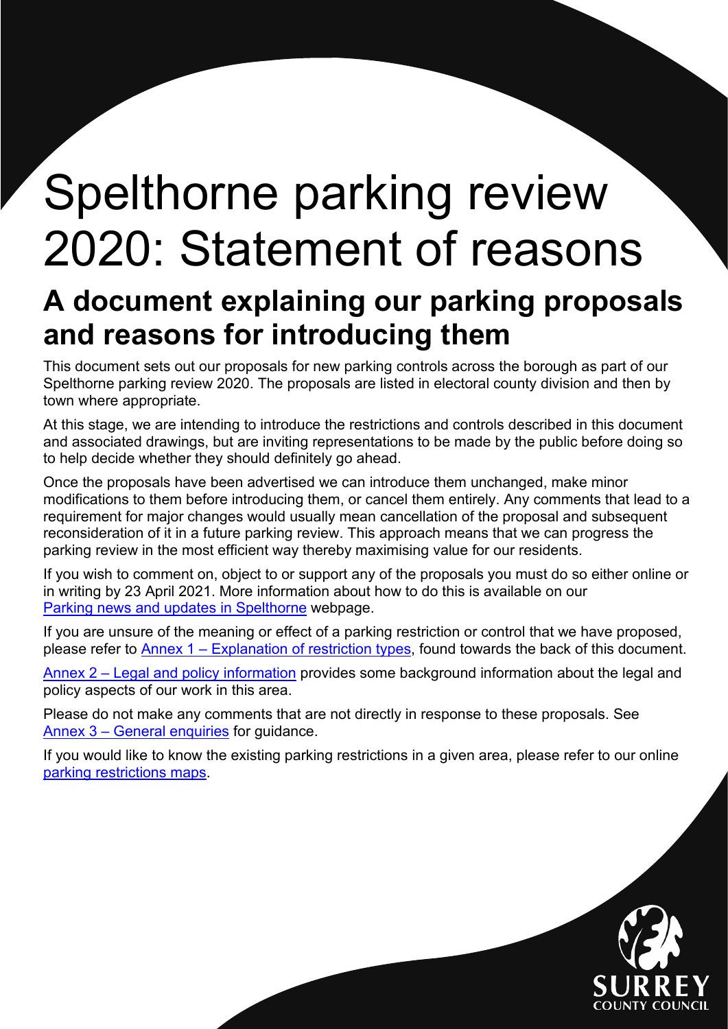# Spelthorne parking review 2020: Statement of reasons

## A document explaining our parking proposals and reasons for introducing them

This document sets out our proposals for new parking controls across the borough as part of our Spelthorne parking review 2020. The proposals are listed in electoral county division and then by town where appropriate.

At this stage, we are intending to introduce the restrictions and controls described in this document and associated drawings, but are inviting representations to be made by the public before doing so to help decide whether they should definitely go ahead.

Once the proposals have been advertised we can introduce them unchanged, make minor modifications to them before introducing them, or cancel them entirely. Any comments that lead to a requirement for major changes would usually mean cancellation of the proposal and subsequent reconsideration of it in a future parking review. This approach means that we can progress the parking review in the most efficient way thereby maximising value for our residents.

If you wish to comment on, object to or support any of the proposals you must do so either online or in writing by 23 April 2021. More information about how to do this is available on our Parking news and updates in Spelthorne webpage.

If you are unsure of the meaning or effect of a parking restriction or control that we have proposed, please refer to Annex 1 – Explanation of restriction types, found towards the back of this document.

Annex 2 – Legal and policy information provides some background information about the legal and policy aspects of our work in this area.

Please do not make any comments that are not directly in response to these proposals. See Annex 3 – General enquiries for guidance.

If you would like to know the existing parking restrictions in a given area, please refer to our online parking restrictions maps.

SURREY COUNTY COUNCIL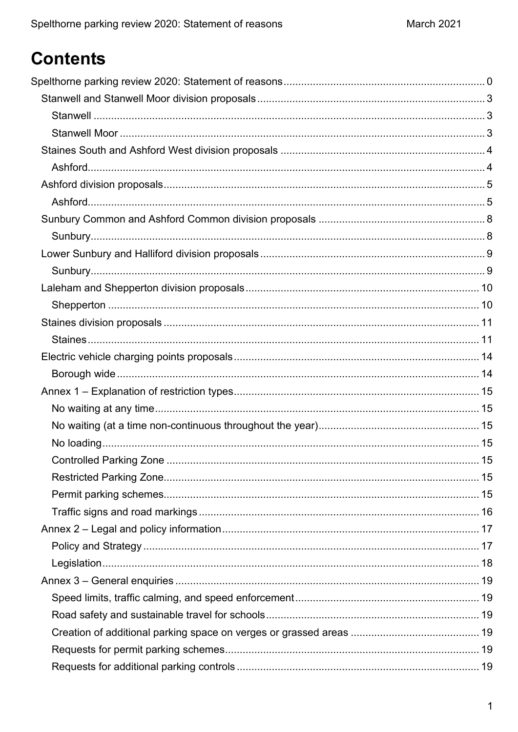# Contents

Spelthorne parking review 2020: Statement of reasons ..... 0

- Stanwell and Stanwell Moor division proposals ..... 3
  - Stanwell ..... 3
  - Stanwell Moor ..... 3
- Staines South and Ashford West division proposals ..... 4
  - Ashford ..... 4
- Ashford division proposals ..... 5
  - Ashford ..... 5
- Sunbury Common and Ashford Common division proposals ..... 8
  - Sunbury ..... 8
- Lower Sunbury and Halliford division proposals ..... 9
  - Sunbury ..... 9
- Laleham and Shepperton division proposals ..... 10
  - Shepperton ..... 10
- Staines division proposals ..... 11
  - Staines ..... 11
- Electric vehicle charging points proposals ..... 14
  - Borough wide ..... 14
- Annex 1 – Explanation of restriction types ..... 15
  - No waiting at any time ..... 15
  - No waiting (at a time non-continuous throughout the year) ..... 15
  - No loading ..... 15
  - Controlled Parking Zone ..... 15
  - Restricted Parking Zone ..... 15
  - Permit parking schemes ..... 15
  - Traffic signs and road markings ..... 16
- Annex 2 – Legal and policy information ..... 17
  - Policy and Strategy ..... 17
  - Legislation ..... 18
- Annex 3 – General enquiries ..... 19
  - Speed limits, traffic calming, and speed enforcement ..... 19
  - Road safety and sustainable travel for schools ..... 19
  - Creation of additional parking space on verges or grassed areas ..... 19
  - Requests for permit parking schemes ..... 19
  - Requests for additional parking controls ..... 19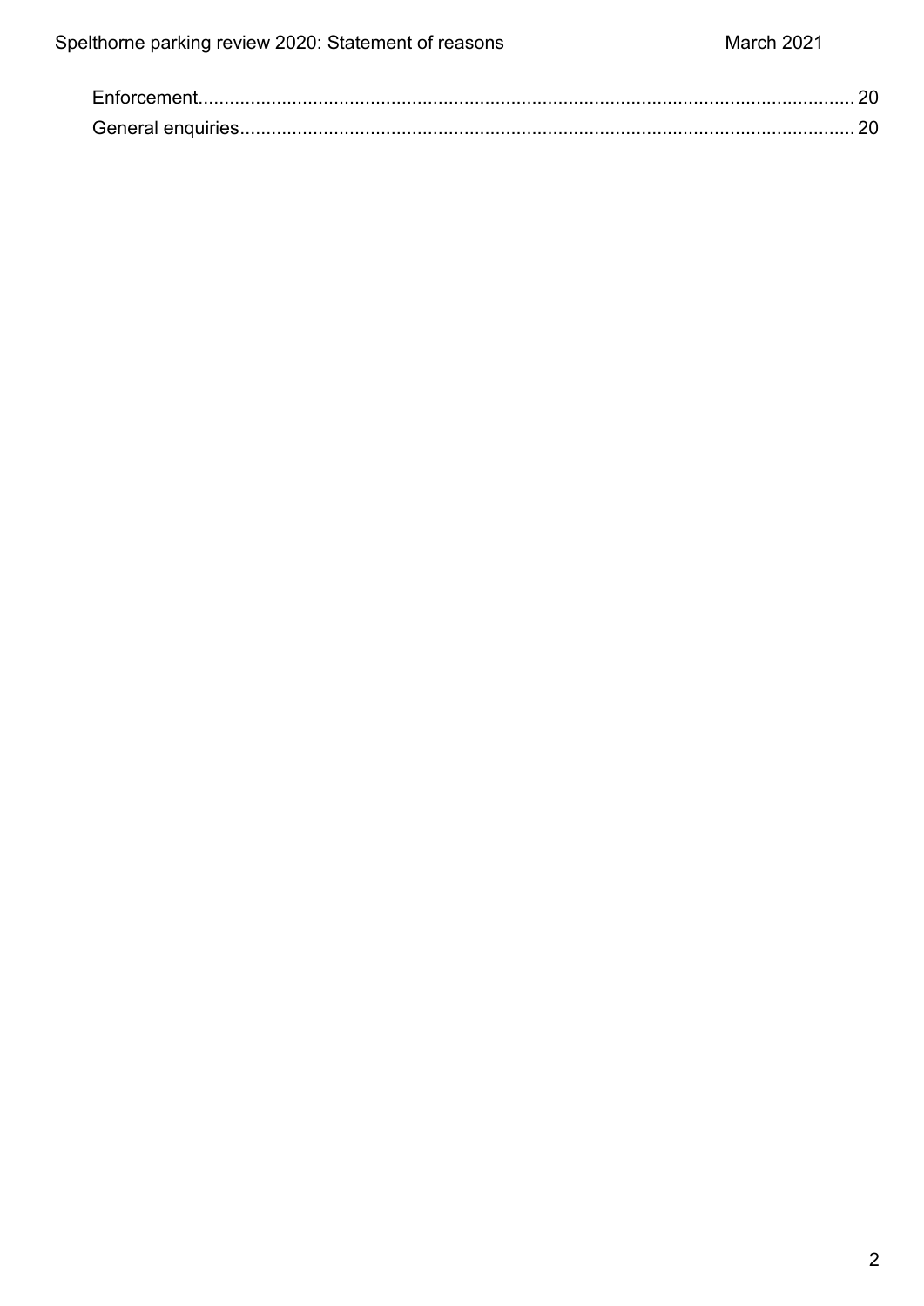Enforcement.......................................................................................................................... 20

General enquiries.................................................................................................................. 20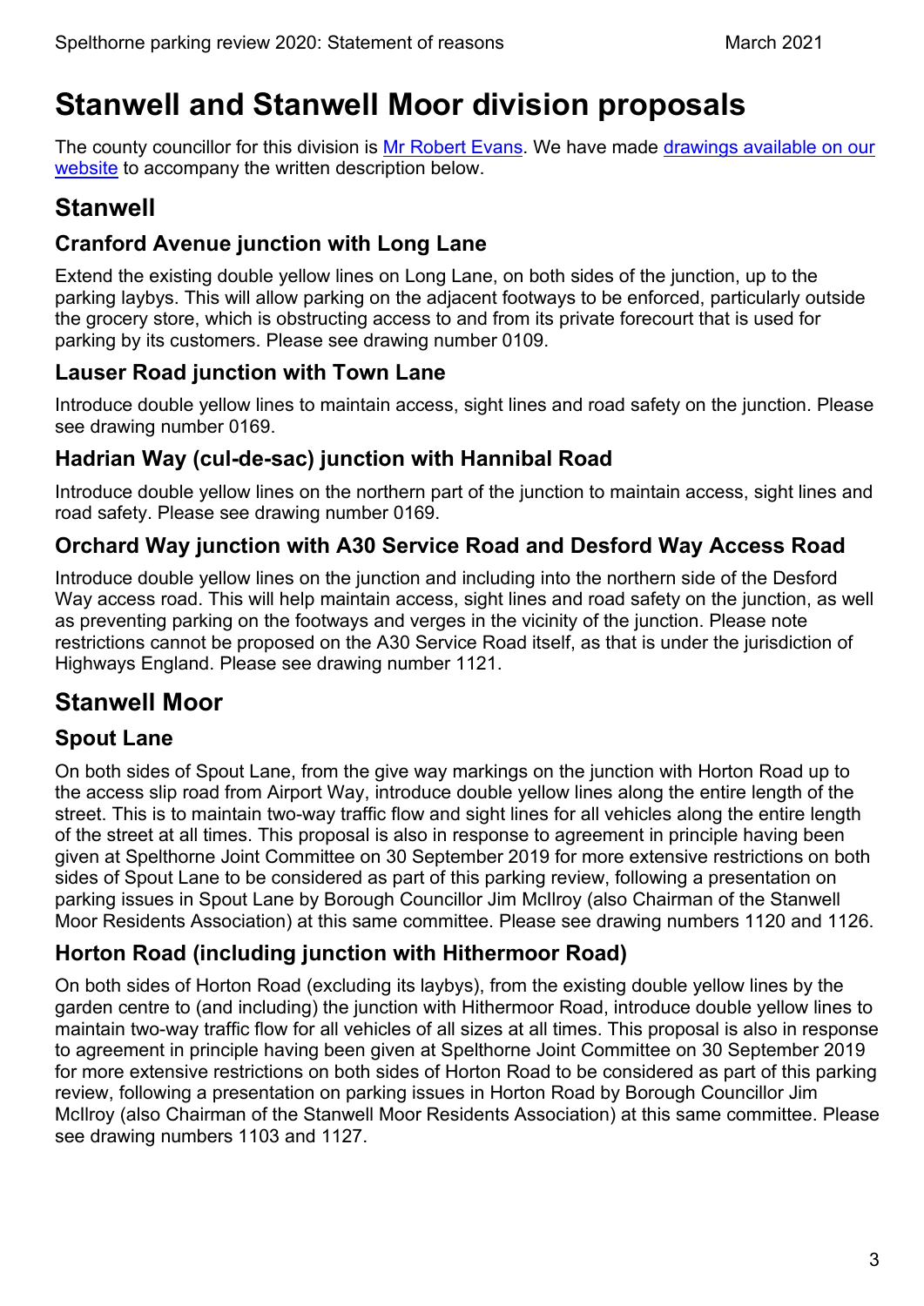# Stanwell and Stanwell Moor division proposals

The county councillor for this division is [Mr Robert Evans](). We have made [drawings available on our website]() to accompany the written description below.

## Stanwell

### Cranford Avenue junction with Long Lane

Extend the existing double yellow lines on Long Lane, on both sides of the junction, up to the parking laybys. This will allow parking on the adjacent footways to be enforced, particularly outside the grocery store, which is obstructing access to and from its private forecourt that is used for parking by its customers. Please see drawing number 0109.

### Lauser Road junction with Town Lane

Introduce double yellow lines to maintain access, sight lines and road safety on the junction. Please see drawing number 0169.

### Hadrian Way (cul-de-sac) junction with Hannibal Road

Introduce double yellow lines on the northern part of the junction to maintain access, sight lines and road safety. Please see drawing number 0169.

### Orchard Way junction with A30 Service Road and Desford Way Access Road

Introduce double yellow lines on the junction and including into the northern side of the Desford Way access road. This will help maintain access, sight lines and road safety on the junction, as well as preventing parking on the footways and verges in the vicinity of the junction. Please note restrictions cannot be proposed on the A30 Service Road itself, as that is under the jurisdiction of Highways England. Please see drawing number 1121.

## Stanwell Moor

### Spout Lane

On both sides of Spout Lane, from the give way markings on the junction with Horton Road up to the access slip road from Airport Way, introduce double yellow lines along the entire length of the street. This is to maintain two-way traffic flow and sight lines for all vehicles along the entire length of the street at all times. This proposal is also in response to agreement in principle having been given at Spelthorne Joint Committee on 30 September 2019 for more extensive restrictions on both sides of Spout Lane to be considered as part of this parking review, following a presentation on parking issues in Spout Lane by Borough Councillor Jim McIlroy (also Chairman of the Stanwell Moor Residents Association) at this same committee. Please see drawing numbers 1120 and 1126.

### Horton Road (including junction with Hithermoor Road)

On both sides of Horton Road (excluding its laybys), from the existing double yellow lines by the garden centre to (and including) the junction with Hithermoor Road, introduce double yellow lines to maintain two-way traffic flow for all vehicles of all sizes at all times. This proposal is also in response to agreement in principle having been given at Spelthorne Joint Committee on 30 September 2019 for more extensive restrictions on both sides of Horton Road to be considered as part of this parking review, following a presentation on parking issues in Horton Road by Borough Councillor Jim McIlroy (also Chairman of the Stanwell Moor Residents Association) at this same committee. Please see drawing numbers 1103 and 1127.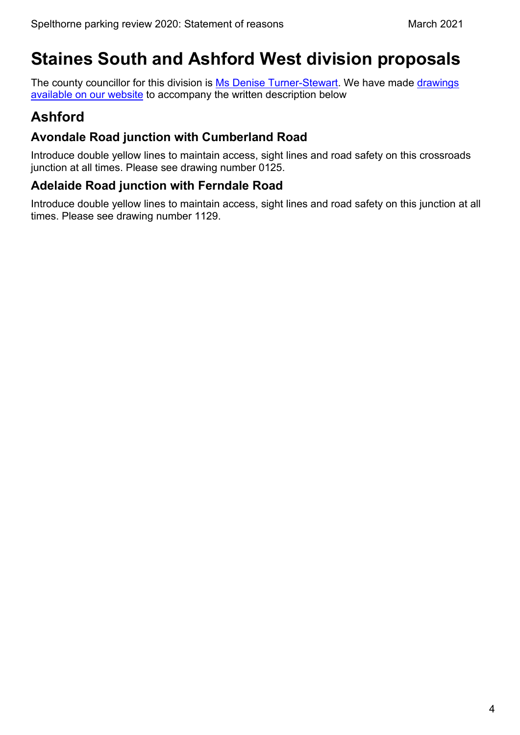# Staines South and Ashford West division proposals

The county councillor for this division is [Ms Denise Turner-Stewart](). We have made [drawings available on our website]() to accompany the written description below

## Ashford

### Avondale Road junction with Cumberland Road

Introduce double yellow lines to maintain access, sight lines and road safety on this crossroads junction at all times. Please see drawing number 0125.

### Adelaide Road junction with Ferndale Road

Introduce double yellow lines to maintain access, sight lines and road safety on this junction at all times. Please see drawing number 1129.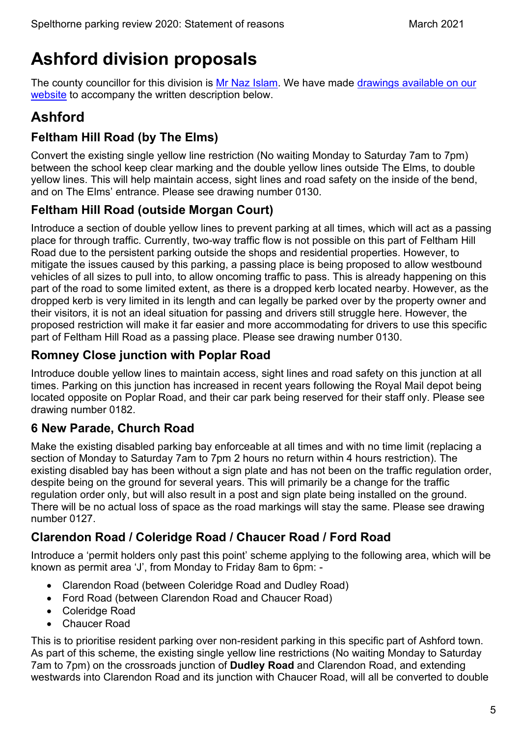# Ashford division proposals

The county councillor for this division is [Mr Naz Islam](). We have made [drawings available on our website]() to accompany the written description below.

## Ashford

### Feltham Hill Road (by The Elms)

Convert the existing single yellow line restriction (No waiting Monday to Saturday 7am to 7pm) between the school keep clear marking and the double yellow lines outside The Elms, to double yellow lines. This will help maintain access, sight lines and road safety on the inside of the bend, and on The Elms' entrance. Please see drawing number 0130.

### Feltham Hill Road (outside Morgan Court)

Introduce a section of double yellow lines to prevent parking at all times, which will act as a passing place for through traffic. Currently, two-way traffic flow is not possible on this part of Feltham Hill Road due to the persistent parking outside the shops and residential properties. However, to mitigate the issues caused by this parking, a passing place is being proposed to allow westbound vehicles of all sizes to pull into, to allow oncoming traffic to pass. This is already happening on this part of the road to some limited extent, as there is a dropped kerb located nearby. However, as the dropped kerb is very limited in its length and can legally be parked over by the property owner and their visitors, it is not an ideal situation for passing and drivers still struggle here. However, the proposed restriction will make it far easier and more accommodating for drivers to use this specific part of Feltham Hill Road as a passing place. Please see drawing number 0130.

### Romney Close junction with Poplar Road

Introduce double yellow lines to maintain access, sight lines and road safety on this junction at all times. Parking on this junction has increased in recent years following the Royal Mail depot being located opposite on Poplar Road, and their car park being reserved for their staff only. Please see drawing number 0182.

### 6 New Parade, Church Road

Make the existing disabled parking bay enforceable at all times and with no time limit (replacing a section of Monday to Saturday 7am to 7pm 2 hours no return within 4 hours restriction). The existing disabled bay has been without a sign plate and has not been on the traffic regulation order, despite being on the ground for several years. This will primarily be a change for the traffic regulation order only, but will also result in a post and sign plate being installed on the ground. There will be no actual loss of space as the road markings will stay the same. Please see drawing number 0127.

### Clarendon Road / Coleridge Road / Chaucer Road / Ford Road

Introduce a 'permit holders only past this point' scheme applying to the following area, which will be known as permit area 'J', from Monday to Friday 8am to 6pm: -

- Clarendon Road (between Coleridge Road and Dudley Road)
- Ford Road (between Clarendon Road and Chaucer Road)
- Coleridge Road
- Chaucer Road

This is to prioritise resident parking over non-resident parking in this specific part of Ashford town. As part of this scheme, the existing single yellow line restrictions (No waiting Monday to Saturday 7am to 7pm) on the crossroads junction of **Dudley Road** and Clarendon Road, and extending westwards into Clarendon Road and its junction with Chaucer Road, will all be converted to double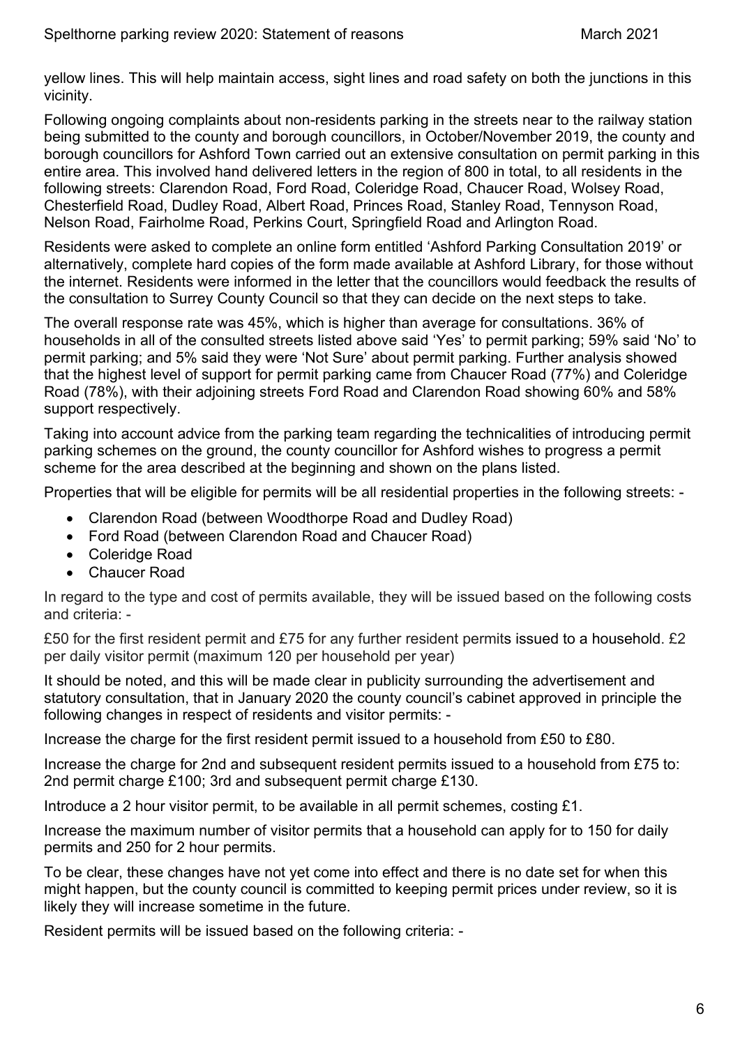yellow lines. This will help maintain access, sight lines and road safety on both the junctions in this vicinity.

Following ongoing complaints about non-residents parking in the streets near to the railway station being submitted to the county and borough councillors, in October/November 2019, the county and borough councillors for Ashford Town carried out an extensive consultation on permit parking in this entire area. This involved hand delivered letters in the region of 800 in total, to all residents in the following streets: Clarendon Road, Ford Road, Coleridge Road, Chaucer Road, Wolsey Road, Chesterfield Road, Dudley Road, Albert Road, Princes Road, Stanley Road, Tennyson Road, Nelson Road, Fairholme Road, Perkins Court, Springfield Road and Arlington Road.

Residents were asked to complete an online form entitled 'Ashford Parking Consultation 2019' or alternatively, complete hard copies of the form made available at Ashford Library, for those without the internet. Residents were informed in the letter that the councillors would feedback the results of the consultation to Surrey County Council so that they can decide on the next steps to take.

The overall response rate was 45%, which is higher than average for consultations. 36% of households in all of the consulted streets listed above said 'Yes' to permit parking; 59% said 'No' to permit parking; and 5% said they were 'Not Sure' about permit parking. Further analysis showed that the highest level of support for permit parking came from Chaucer Road (77%) and Coleridge Road (78%), with their adjoining streets Ford Road and Clarendon Road showing 60% and 58% support respectively.

Taking into account advice from the parking team regarding the technicalities of introducing permit parking schemes on the ground, the county councillor for Ashford wishes to progress a permit scheme for the area described at the beginning and shown on the plans listed.

Properties that will be eligible for permits will be all residential properties in the following streets: -

- Clarendon Road (between Woodthorpe Road and Dudley Road)
- Ford Road (between Clarendon Road and Chaucer Road)
- Coleridge Road
- Chaucer Road

In regard to the type and cost of permits available, they will be issued based on the following costs and criteria: -

£50 for the first resident permit and £75 for any further resident permits issued to a household. £2 per daily visitor permit (maximum 120 per household per year)

It should be noted, and this will be made clear in publicity surrounding the advertisement and statutory consultation, that in January 2020 the county council's cabinet approved in principle the following changes in respect of residents and visitor permits: -

Increase the charge for the first resident permit issued to a household from £50 to £80.

Increase the charge for 2nd and subsequent resident permits issued to a household from £75 to: 2nd permit charge £100; 3rd and subsequent permit charge £130.

Introduce a 2 hour visitor permit, to be available in all permit schemes, costing £1.

Increase the maximum number of visitor permits that a household can apply for to 150 for daily permits and 250 for 2 hour permits.

To be clear, these changes have not yet come into effect and there is no date set for when this might happen, but the county council is committed to keeping permit prices under review, so it is likely they will increase sometime in the future.

Resident permits will be issued based on the following criteria: -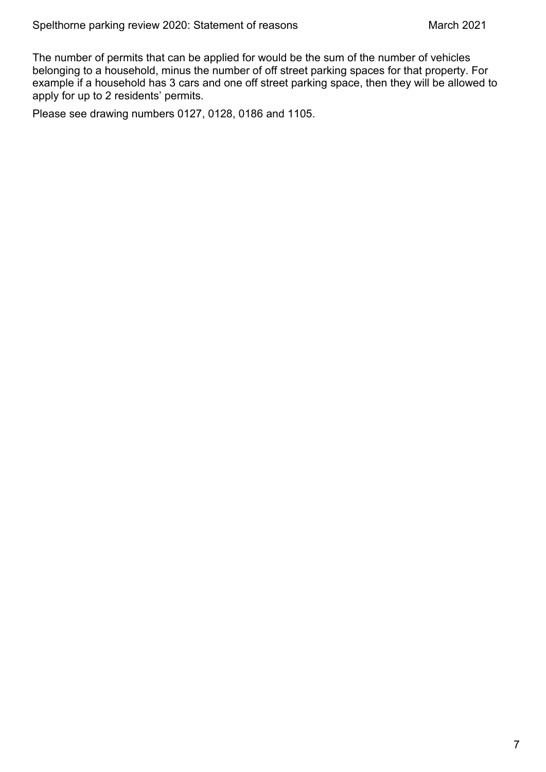The number of permits that can be applied for would be the sum of the number of vehicles belonging to a household, minus the number of off street parking spaces for that property. For example if a household has 3 cars and one off street parking space, then they will be allowed to apply for up to 2 residents' permits.

Please see drawing numbers 0127, 0128, 0186 and 1105.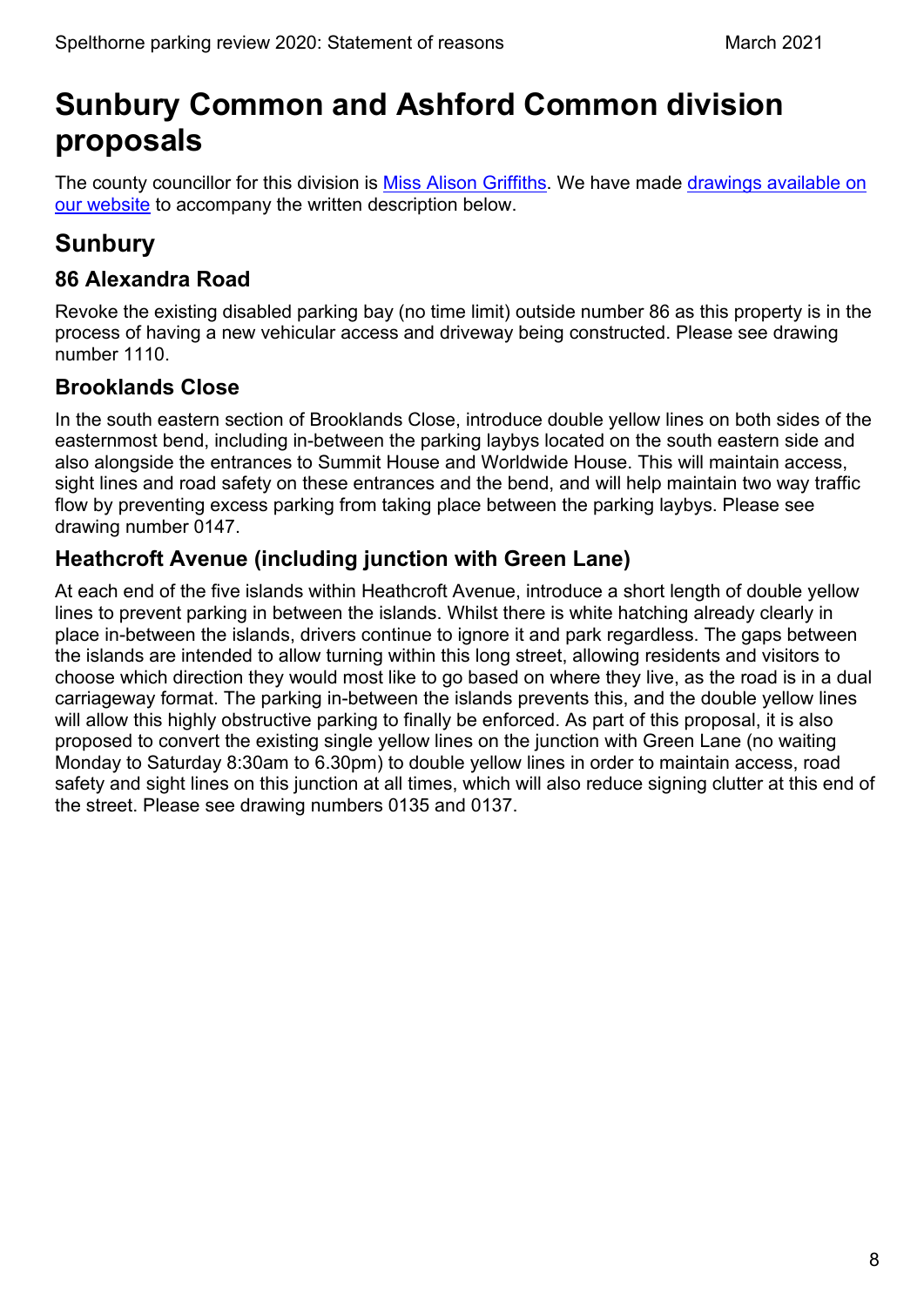# Sunbury Common and Ashford Common division proposals

The county councillor for this division is Miss Alison Griffiths. We have made drawings available on our website to accompany the written description below.

## Sunbury

### 86 Alexandra Road

Revoke the existing disabled parking bay (no time limit) outside number 86 as this property is in the process of having a new vehicular access and driveway being constructed. Please see drawing number 1110.

### Brooklands Close

In the south eastern section of Brooklands Close, introduce double yellow lines on both sides of the easternmost bend, including in-between the parking laybys located on the south eastern side and also alongside the entrances to Summit House and Worldwide House. This will maintain access, sight lines and road safety on these entrances and the bend, and will help maintain two way traffic flow by preventing excess parking from taking place between the parking laybys. Please see drawing number 0147.

### Heathcroft Avenue (including junction with Green Lane)

At each end of the five islands within Heathcroft Avenue, introduce a short length of double yellow lines to prevent parking in between the islands. Whilst there is white hatching already clearly in place in-between the islands, drivers continue to ignore it and park regardless. The gaps between the islands are intended to allow turning within this long street, allowing residents and visitors to choose which direction they would most like to go based on where they live, as the road is in a dual carriageway format. The parking in-between the islands prevents this, and the double yellow lines will allow this highly obstructive parking to finally be enforced. As part of this proposal, it is also proposed to convert the existing single yellow lines on the junction with Green Lane (no waiting Monday to Saturday 8:30am to 6.30pm) to double yellow lines in order to maintain access, road safety and sight lines on this junction at all times, which will also reduce signing clutter at this end of the street. Please see drawing numbers 0135 and 0137.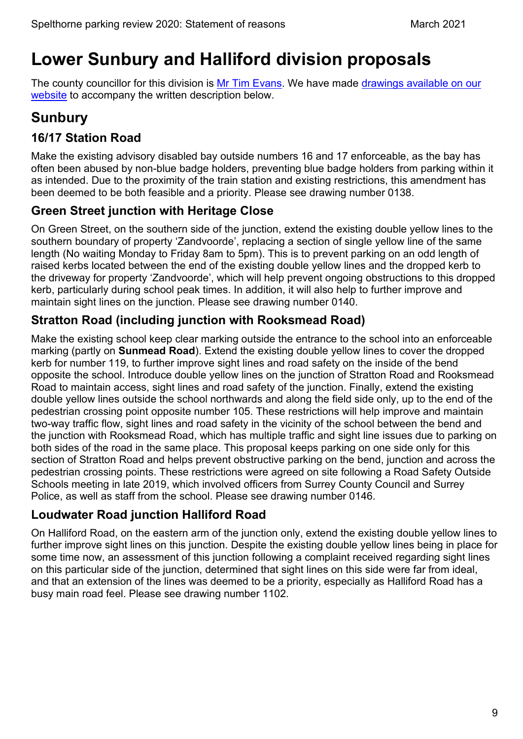# Lower Sunbury and Halliford division proposals

The county councillor for this division is [Mr Tim Evans](). We have made [drawings available on our website]() to accompany the written description below.

## Sunbury

### 16/17 Station Road

Make the existing advisory disabled bay outside numbers 16 and 17 enforceable, as the bay has often been abused by non-blue badge holders, preventing blue badge holders from parking within it as intended. Due to the proximity of the train station and existing restrictions, this amendment has been deemed to be both feasible and a priority. Please see drawing number 0138.

### Green Street junction with Heritage Close

On Green Street, on the southern side of the junction, extend the existing double yellow lines to the southern boundary of property 'Zandvoorde', replacing a section of single yellow line of the same length (No waiting Monday to Friday 8am to 5pm). This is to prevent parking on an odd length of raised kerbs located between the end of the existing double yellow lines and the dropped kerb to the driveway for property 'Zandvoorde', which will help prevent ongoing obstructions to this dropped kerb, particularly during school peak times. In addition, it will also help to further improve and maintain sight lines on the junction. Please see drawing number 0140.

### Stratton Road (including junction with Rooksmead Road)

Make the existing school keep clear marking outside the entrance to the school into an enforceable marking (partly on **Sunmead Road**). Extend the existing double yellow lines to cover the dropped kerb for number 119, to further improve sight lines and road safety on the inside of the bend opposite the school. Introduce double yellow lines on the junction of Stratton Road and Rooksmead Road to maintain access, sight lines and road safety of the junction. Finally, extend the existing double yellow lines outside the school northwards and along the field side only, up to the end of the pedestrian crossing point opposite number 105. These restrictions will help improve and maintain two-way traffic flow, sight lines and road safety in the vicinity of the school between the bend and the junction with Rooksmead Road, which has multiple traffic and sight line issues due to parking on both sides of the road in the same place. This proposal keeps parking on one side only for this section of Stratton Road and helps prevent obstructive parking on the bend, junction and across the pedestrian crossing points. These restrictions were agreed on site following a Road Safety Outside Schools meeting in late 2019, which involved officers from Surrey County Council and Surrey Police, as well as staff from the school. Please see drawing number 0146.

### Loudwater Road junction Halliford Road

On Halliford Road, on the eastern arm of the junction only, extend the existing double yellow lines to further improve sight lines on this junction. Despite the existing double yellow lines being in place for some time now, an assessment of this junction following a complaint received regarding sight lines on this particular side of the junction, determined that sight lines on this side were far from ideal, and that an extension of the lines was deemed to be a priority, especially as Halliford Road has a busy main road feel. Please see drawing number 1102.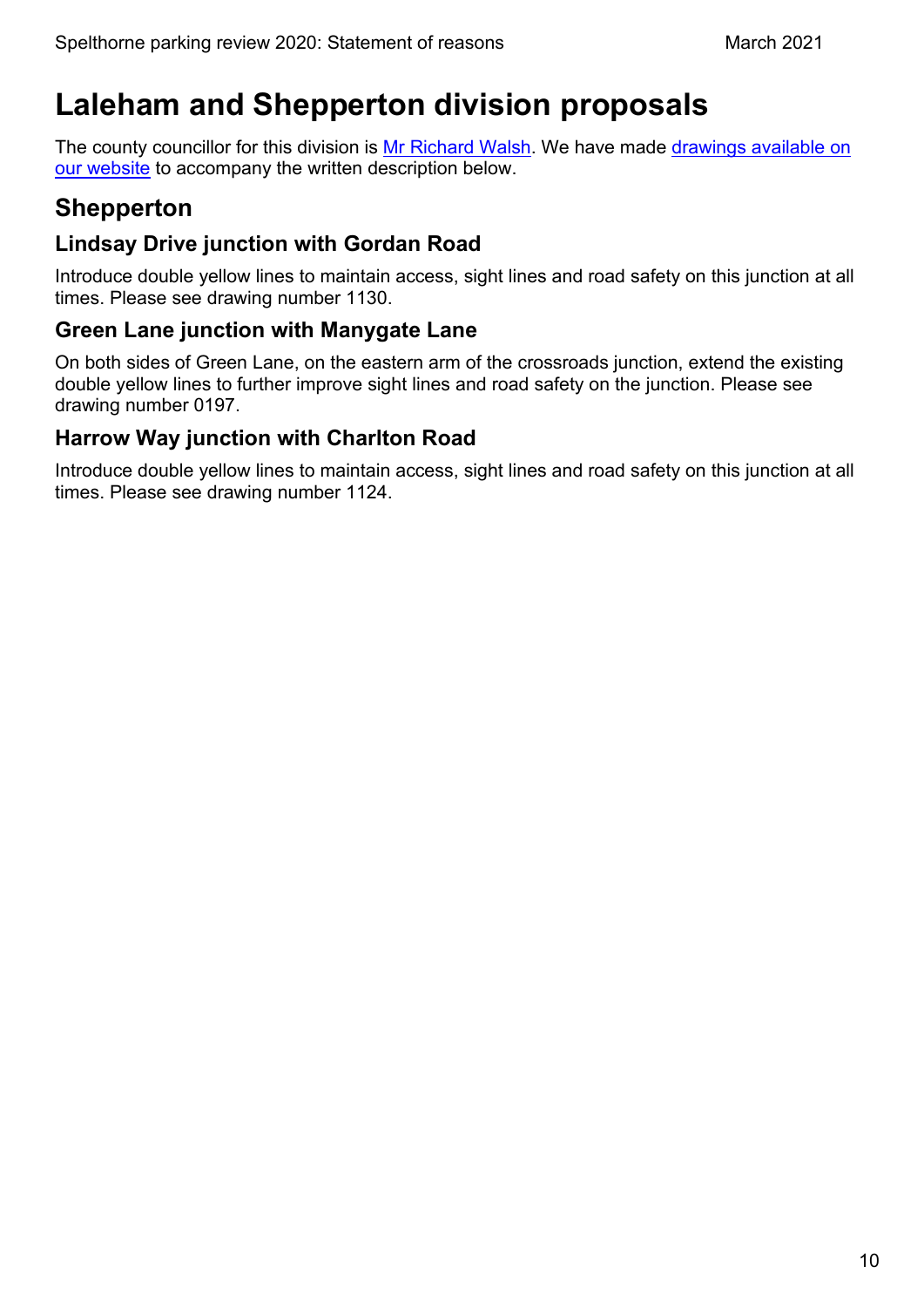# Laleham and Shepperton division proposals

The county councillor for this division is [Mr Richard Walsh](). We have made [drawings available on our website]() to accompany the written description below.

## Shepperton

### Lindsay Drive junction with Gordan Road

Introduce double yellow lines to maintain access, sight lines and road safety on this junction at all times. Please see drawing number 1130.

### Green Lane junction with Manygate Lane

On both sides of Green Lane, on the eastern arm of the crossroads junction, extend the existing double yellow lines to further improve sight lines and road safety on the junction. Please see drawing number 0197.

### Harrow Way junction with Charlton Road

Introduce double yellow lines to maintain access, sight lines and road safety on this junction at all times. Please see drawing number 1124.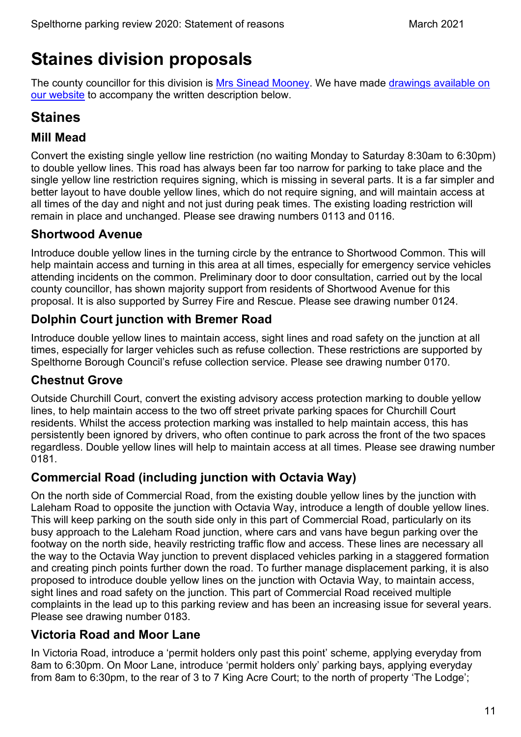# Staines division proposals

The county councillor for this division is [Mrs Sinead Mooney](). We have made [drawings available on our website]() to accompany the written description below.

## Staines

### Mill Mead

Convert the existing single yellow line restriction (no waiting Monday to Saturday 8:30am to 6:30pm) to double yellow lines. This road has always been far too narrow for parking to take place and the single yellow line restriction requires signing, which is missing in several parts. It is a far simpler and better layout to have double yellow lines, which do not require signing, and will maintain access at all times of the day and night and not just during peak times. The existing loading restriction will remain in place and unchanged. Please see drawing numbers 0113 and 0116.

### Shortwood Avenue

Introduce double yellow lines in the turning circle by the entrance to Shortwood Common. This will help maintain access and turning in this area at all times, especially for emergency service vehicles attending incidents on the common. Preliminary door to door consultation, carried out by the local county councillor, has shown majority support from residents of Shortwood Avenue for this proposal. It is also supported by Surrey Fire and Rescue. Please see drawing number 0124.

### Dolphin Court junction with Bremer Road

Introduce double yellow lines to maintain access, sight lines and road safety on the junction at all times, especially for larger vehicles such as refuse collection. These restrictions are supported by Spelthorne Borough Council's refuse collection service. Please see drawing number 0170.

### Chestnut Grove

Outside Churchill Court, convert the existing advisory access protection marking to double yellow lines, to help maintain access to the two off street private parking spaces for Churchill Court residents. Whilst the access protection marking was installed to help maintain access, this has persistently been ignored by drivers, who often continue to park across the front of the two spaces regardless. Double yellow lines will help to maintain access at all times. Please see drawing number 0181.

### Commercial Road (including junction with Octavia Way)

On the north side of Commercial Road, from the existing double yellow lines by the junction with Laleham Road to opposite the junction with Octavia Way, introduce a length of double yellow lines. This will keep parking on the south side only in this part of Commercial Road, particularly on its busy approach to the Laleham Road junction, where cars and vans have begun parking over the footway on the north side, heavily restricting traffic flow and access. These lines are necessary all the way to the Octavia Way junction to prevent displaced vehicles parking in a staggered formation and creating pinch points further down the road. To further manage displacement parking, it is also proposed to introduce double yellow lines on the junction with Octavia Way, to maintain access, sight lines and road safety on the junction. This part of Commercial Road received multiple complaints in the lead up to this parking review and has been an increasing issue for several years. Please see drawing number 0183.

### Victoria Road and Moor Lane

In Victoria Road, introduce a 'permit holders only past this point' scheme, applying everyday from 8am to 6:30pm. On Moor Lane, introduce 'permit holders only' parking bays, applying everyday from 8am to 6:30pm, to the rear of 3 to 7 King Acre Court; to the north of property 'The Lodge';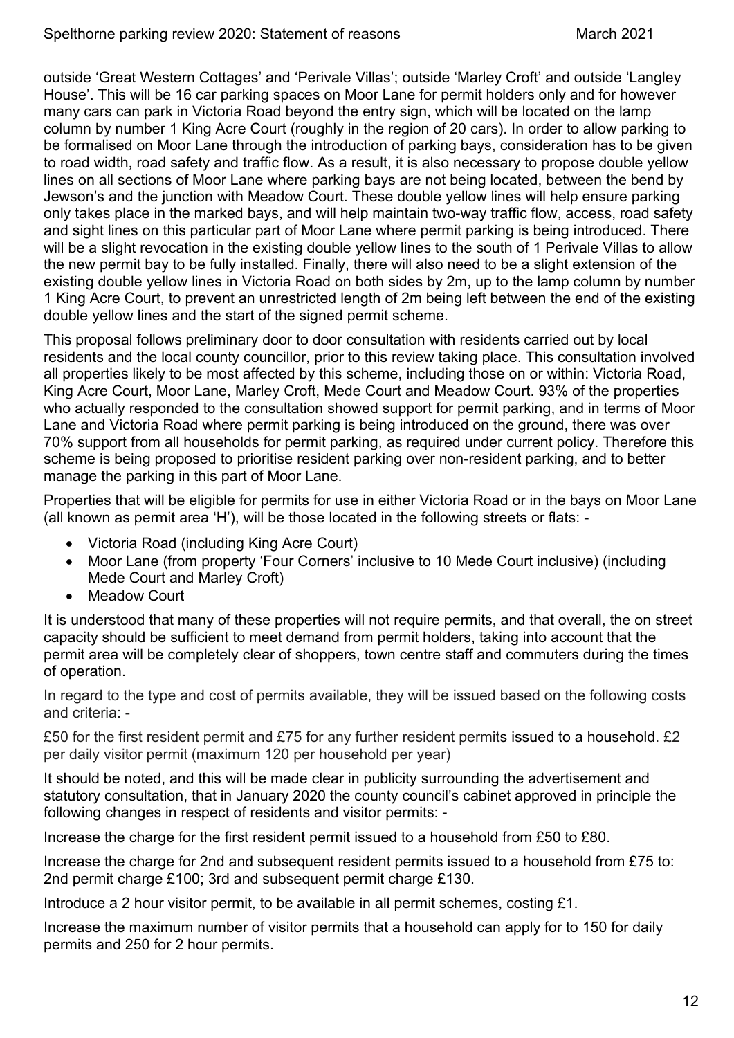outside 'Great Western Cottages' and 'Perivale Villas'; outside 'Marley Croft' and outside 'Langley House'. This will be 16 car parking spaces on Moor Lane for permit holders only and for however many cars can park in Victoria Road beyond the entry sign, which will be located on the lamp column by number 1 King Acre Court (roughly in the region of 20 cars). In order to allow parking to be formalised on Moor Lane through the introduction of parking bays, consideration has to be given to road width, road safety and traffic flow. As a result, it is also necessary to propose double yellow lines on all sections of Moor Lane where parking bays are not being located, between the bend by Jewson's and the junction with Meadow Court. These double yellow lines will help ensure parking only takes place in the marked bays, and will help maintain two-way traffic flow, access, road safety and sight lines on this particular part of Moor Lane where permit parking is being introduced. There will be a slight revocation in the existing double yellow lines to the south of 1 Perivale Villas to allow the new permit bay to be fully installed. Finally, there will also need to be a slight extension of the existing double yellow lines in Victoria Road on both sides by 2m, up to the lamp column by number 1 King Acre Court, to prevent an unrestricted length of 2m being left between the end of the existing double yellow lines and the start of the signed permit scheme.

This proposal follows preliminary door to door consultation with residents carried out by local residents and the local county councillor, prior to this review taking place. This consultation involved all properties likely to be most affected by this scheme, including those on or within: Victoria Road, King Acre Court, Moor Lane, Marley Croft, Mede Court and Meadow Court. 93% of the properties who actually responded to the consultation showed support for permit parking, and in terms of Moor Lane and Victoria Road where permit parking is being introduced on the ground, there was over 70% support from all households for permit parking, as required under current policy. Therefore this scheme is being proposed to prioritise resident parking over non-resident parking, and to better manage the parking in this part of Moor Lane.

Properties that will be eligible for permits for use in either Victoria Road or in the bays on Moor Lane (all known as permit area 'H'), will be those located in the following streets or flats: -

- Victoria Road (including King Acre Court)
- Moor Lane (from property 'Four Corners' inclusive to 10 Mede Court inclusive) (including Mede Court and Marley Croft)
- Meadow Court

It is understood that many of these properties will not require permits, and that overall, the on street capacity should be sufficient to meet demand from permit holders, taking into account that the permit area will be completely clear of shoppers, town centre staff and commuters during the times of operation.

In regard to the type and cost of permits available, they will be issued based on the following costs and criteria: -

£50 for the first resident permit and £75 for any further resident permits issued to a household. £2 per daily visitor permit (maximum 120 per household per year)

It should be noted, and this will be made clear in publicity surrounding the advertisement and statutory consultation, that in January 2020 the county council's cabinet approved in principle the following changes in respect of residents and visitor permits: -

Increase the charge for the first resident permit issued to a household from £50 to £80.

Increase the charge for 2nd and subsequent resident permits issued to a household from £75 to: 2nd permit charge £100; 3rd and subsequent permit charge £130.

Introduce a 2 hour visitor permit, to be available in all permit schemes, costing £1.

Increase the maximum number of visitor permits that a household can apply for to 150 for daily permits and 250 for 2 hour permits.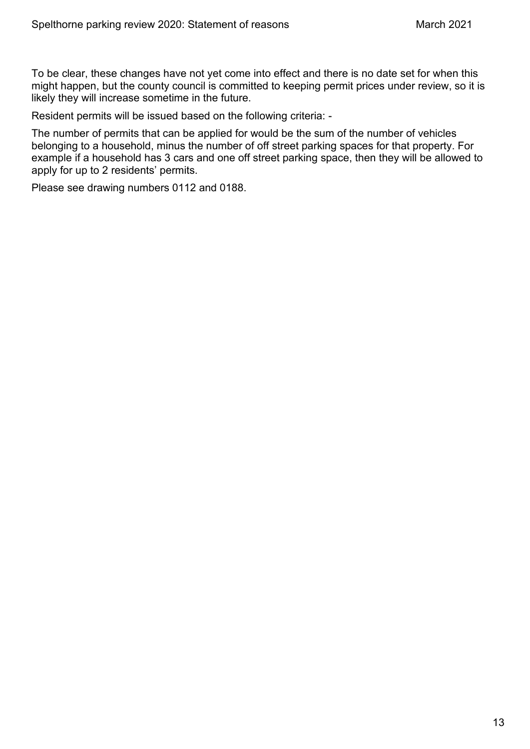To be clear, these changes have not yet come into effect and there is no date set for when this might happen, but the county council is committed to keeping permit prices under review, so it is likely they will increase sometime in the future.

Resident permits will be issued based on the following criteria: -

The number of permits that can be applied for would be the sum of the number of vehicles belonging to a household, minus the number of off street parking spaces for that property. For example if a household has 3 cars and one off street parking space, then they will be allowed to apply for up to 2 residents' permits.

Please see drawing numbers 0112 and 0188.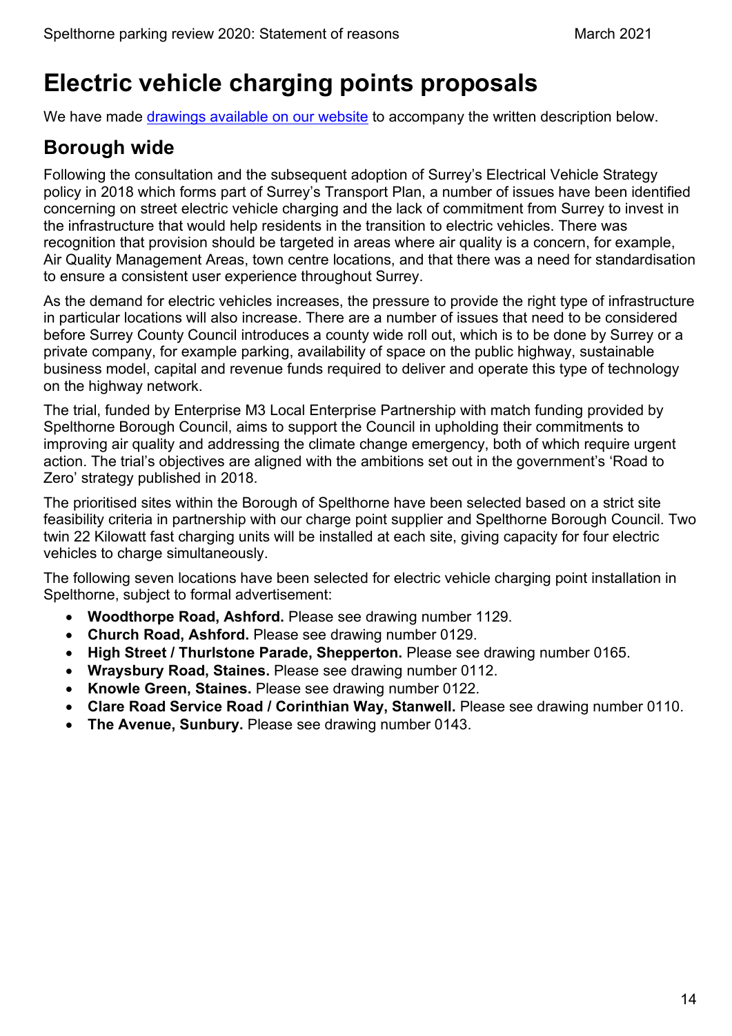# Electric vehicle charging points proposals

We have made [drawings available on our website]() to accompany the written description below.

## Borough wide

Following the consultation and the subsequent adoption of Surrey's Electrical Vehicle Strategy policy in 2018 which forms part of Surrey's Transport Plan, a number of issues have been identified concerning on street electric vehicle charging and the lack of commitment from Surrey to invest in the infrastructure that would help residents in the transition to electric vehicles. There was recognition that provision should be targeted in areas where air quality is a concern, for example, Air Quality Management Areas, town centre locations, and that there was a need for standardisation to ensure a consistent user experience throughout Surrey.

As the demand for electric vehicles increases, the pressure to provide the right type of infrastructure in particular locations will also increase. There are a number of issues that need to be considered before Surrey County Council introduces a county wide roll out, which is to be done by Surrey or a private company, for example parking, availability of space on the public highway, sustainable business model, capital and revenue funds required to deliver and operate this type of technology on the highway network.

The trial, funded by Enterprise M3 Local Enterprise Partnership with match funding provided by Spelthorne Borough Council, aims to support the Council in upholding their commitments to improving air quality and addressing the climate change emergency, both of which require urgent action. The trial's objectives are aligned with the ambitions set out in the government's 'Road to Zero' strategy published in 2018.

The prioritised sites within the Borough of Spelthorne have been selected based on a strict site feasibility criteria in partnership with our charge point supplier and Spelthorne Borough Council. Two twin 22 Kilowatt fast charging units will be installed at each site, giving capacity for four electric vehicles to charge simultaneously.

The following seven locations have been selected for electric vehicle charging point installation in Spelthorne, subject to formal advertisement:

- **Woodthorpe Road, Ashford.** Please see drawing number 1129.
- **Church Road, Ashford.** Please see drawing number 0129.
- **High Street / Thurlstone Parade, Shepperton.** Please see drawing number 0165.
- **Wraysbury Road, Staines.** Please see drawing number 0112.
- **Knowle Green, Staines.** Please see drawing number 0122.
- **Clare Road Service Road / Corinthian Way, Stanwell.** Please see drawing number 0110.
- **The Avenue, Sunbury.** Please see drawing number 0143.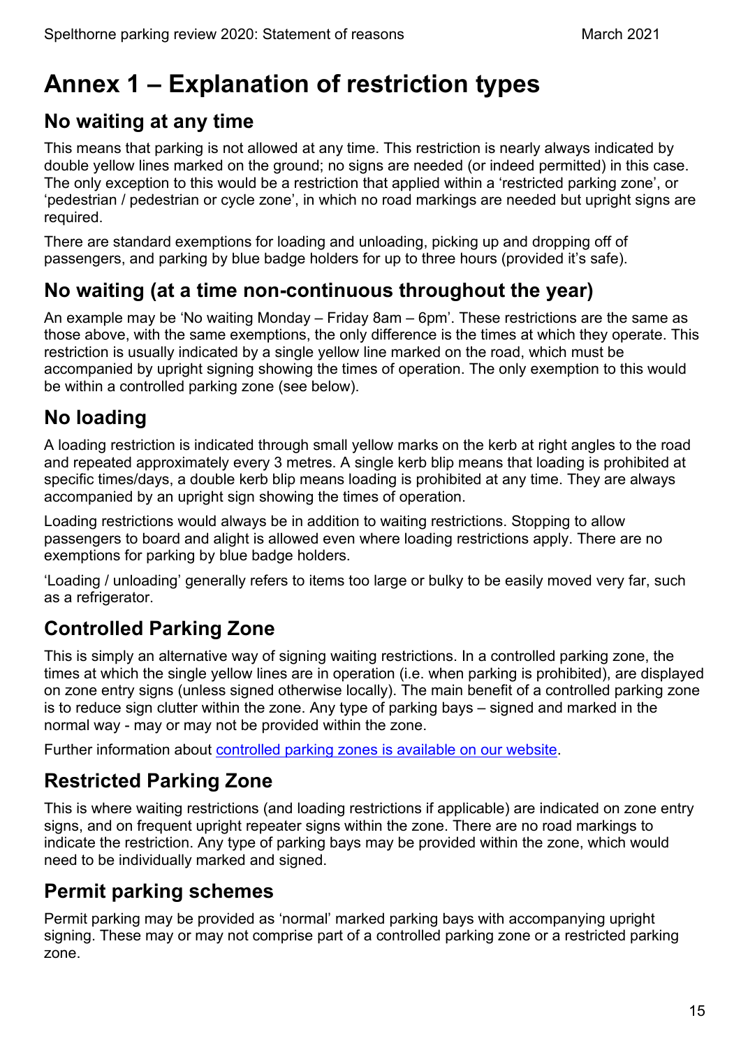# Annex 1 – Explanation of restriction types

## No waiting at any time

This means that parking is not allowed at any time. This restriction is nearly always indicated by double yellow lines marked on the ground; no signs are needed (or indeed permitted) in this case. The only exception to this would be a restriction that applied within a 'restricted parking zone', or 'pedestrian / pedestrian or cycle zone', in which no road markings are needed but upright signs are required.

There are standard exemptions for loading and unloading, picking up and dropping off of passengers, and parking by blue badge holders for up to three hours (provided it's safe).

## No waiting (at a time non-continuous throughout the year)

An example may be 'No waiting Monday – Friday 8am – 6pm'. These restrictions are the same as those above, with the same exemptions, the only difference is the times at which they operate. This restriction is usually indicated by a single yellow line marked on the road, which must be accompanied by upright signing showing the times of operation. The only exemption to this would be within a controlled parking zone (see below).

## No loading

A loading restriction is indicated through small yellow marks on the kerb at right angles to the road and repeated approximately every 3 metres. A single kerb blip means that loading is prohibited at specific times/days, a double kerb blip means loading is prohibited at any time. They are always accompanied by an upright sign showing the times of operation.

Loading restrictions would always be in addition to waiting restrictions. Stopping to allow passengers to board and alight is allowed even where loading restrictions apply. There are no exemptions for parking by blue badge holders.

'Loading / unloading' generally refers to items too large or bulky to be easily moved very far, such as a refrigerator.

## Controlled Parking Zone

This is simply an alternative way of signing waiting restrictions. In a controlled parking zone, the times at which the single yellow lines are in operation (i.e. when parking is prohibited), are displayed on zone entry signs (unless signed otherwise locally). The main benefit of a controlled parking zone is to reduce sign clutter within the zone. Any type of parking bays – signed and marked in the normal way - may or may not be provided within the zone.

Further information about [controlled parking zones is available on our website](#).

## Restricted Parking Zone

This is where waiting restrictions (and loading restrictions if applicable) are indicated on zone entry signs, and on frequent upright repeater signs within the zone. There are no road markings to indicate the restriction. Any type of parking bays may be provided within the zone, which would need to be individually marked and signed.

## Permit parking schemes

Permit parking may be provided as 'normal' marked parking bays with accompanying upright signing. These may or may not comprise part of a controlled parking zone or a restricted parking zone.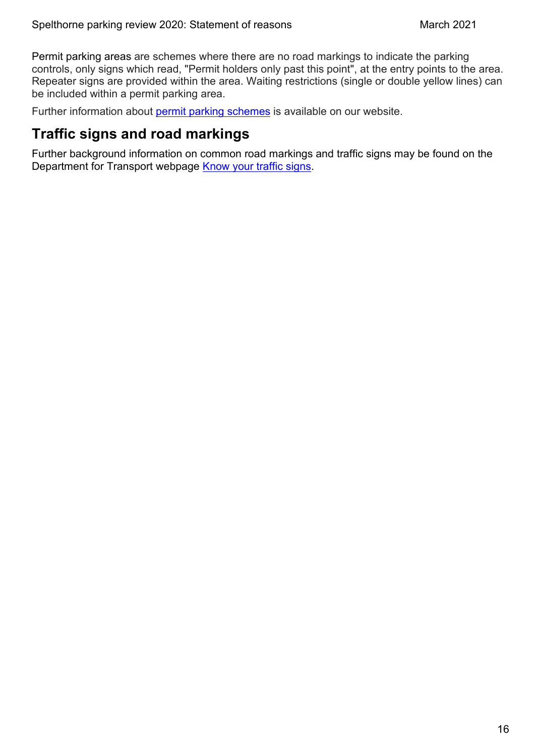Permit parking areas are schemes where there are no road markings to indicate the parking controls, only signs which read, "Permit holders only past this point", at the entry points to the area. Repeater signs are provided within the area. Waiting restrictions (single or double yellow lines) can be included within a permit parking area.

Further information about permit parking schemes is available on our website.

## Traffic signs and road markings

Further background information on common road markings and traffic signs may be found on the Department for Transport webpage Know your traffic signs.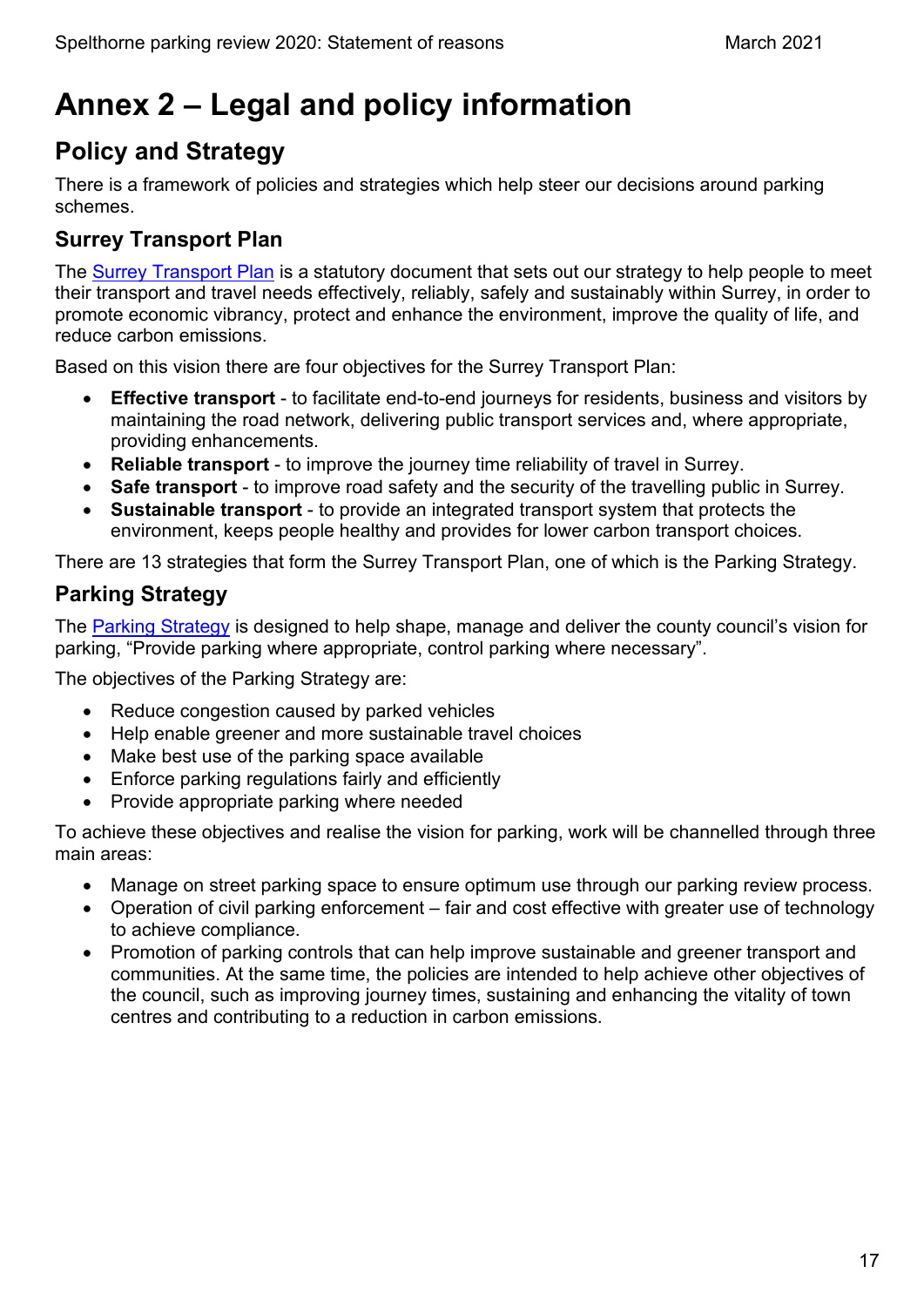# Annex 2 – Legal and policy information

## Policy and Strategy

There is a framework of policies and strategies which help steer our decisions around parking schemes.

### Surrey Transport Plan

The Surrey Transport Plan is a statutory document that sets out our strategy to help people to meet their transport and travel needs effectively, reliably, safely and sustainably within Surrey, in order to promote economic vibrancy, protect and enhance the environment, improve the quality of life, and reduce carbon emissions.

Based on this vision there are four objectives for the Surrey Transport Plan:

- **Effective transport** - to facilitate end-to-end journeys for residents, business and visitors by maintaining the road network, delivering public transport services and, where appropriate, providing enhancements.
- **Reliable transport** - to improve the journey time reliability of travel in Surrey.
- **Safe transport** - to improve road safety and the security of the travelling public in Surrey.
- **Sustainable transport** - to provide an integrated transport system that protects the environment, keeps people healthy and provides for lower carbon transport choices.

There are 13 strategies that form the Surrey Transport Plan, one of which is the Parking Strategy.

### Parking Strategy

The Parking Strategy is designed to help shape, manage and deliver the county council's vision for parking, "Provide parking where appropriate, control parking where necessary".

The objectives of the Parking Strategy are:

- Reduce congestion caused by parked vehicles
- Help enable greener and more sustainable travel choices
- Make best use of the parking space available
- Enforce parking regulations fairly and efficiently
- Provide appropriate parking where needed

To achieve these objectives and realise the vision for parking, work will be channelled through three main areas:

- Manage on street parking space to ensure optimum use through our parking review process.
- Operation of civil parking enforcement – fair and cost effective with greater use of technology to achieve compliance.
- Promotion of parking controls that can help improve sustainable and greener transport and communities. At the same time, the policies are intended to help achieve other objectives of the council, such as improving journey times, sustaining and enhancing the vitality of town centres and contributing to a reduction in carbon emissions.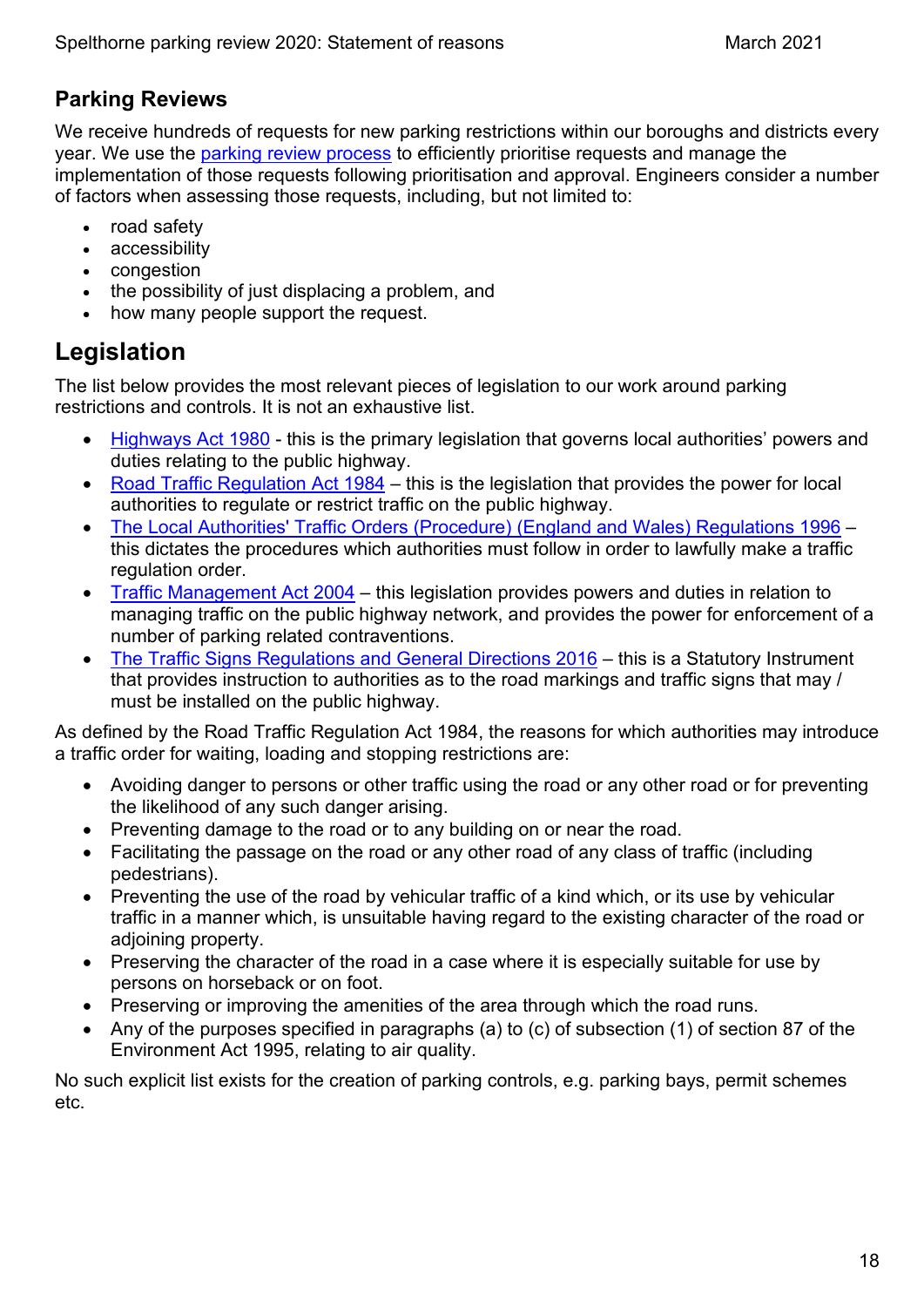## Parking Reviews

We receive hundreds of requests for new parking restrictions within our boroughs and districts every year. We use the [parking review process](#) to efficiently prioritise requests and manage the implementation of those requests following prioritisation and approval. Engineers consider a number of factors when assessing those requests, including, but not limited to:

- road safety
- accessibility
- congestion
- the possibility of just displacing a problem, and
- how many people support the request.

# Legislation

The list below provides the most relevant pieces of legislation to our work around parking restrictions and controls. It is not an exhaustive list.

- [Highways Act 1980](#) - this is the primary legislation that governs local authorities' powers and duties relating to the public highway.
- [Road Traffic Regulation Act 1984](#) – this is the legislation that provides the power for local authorities to regulate or restrict traffic on the public highway.
- [The Local Authorities' Traffic Orders (Procedure) (England and Wales) Regulations 1996](#) – this dictates the procedures which authorities must follow in order to lawfully make a traffic regulation order.
- [Traffic Management Act 2004](#) – this legislation provides powers and duties in relation to managing traffic on the public highway network, and provides the power for enforcement of a number of parking related contraventions.
- [The Traffic Signs Regulations and General Directions 2016](#) – this is a Statutory Instrument that provides instruction to authorities as to the road markings and traffic signs that may / must be installed on the public highway.

As defined by the Road Traffic Regulation Act 1984, the reasons for which authorities may introduce a traffic order for waiting, loading and stopping restrictions are:

- Avoiding danger to persons or other traffic using the road or any other road or for preventing the likelihood of any such danger arising.
- Preventing damage to the road or to any building on or near the road.
- Facilitating the passage on the road or any other road of any class of traffic (including pedestrians).
- Preventing the use of the road by vehicular traffic of a kind which, or its use by vehicular traffic in a manner which, is unsuitable having regard to the existing character of the road or adjoining property.
- Preserving the character of the road in a case where it is especially suitable for use by persons on horseback or on foot.
- Preserving or improving the amenities of the area through which the road runs.
- Any of the purposes specified in paragraphs (a) to (c) of subsection (1) of section 87 of the Environment Act 1995, relating to air quality.

No such explicit list exists for the creation of parking controls, e.g. parking bays, permit schemes etc.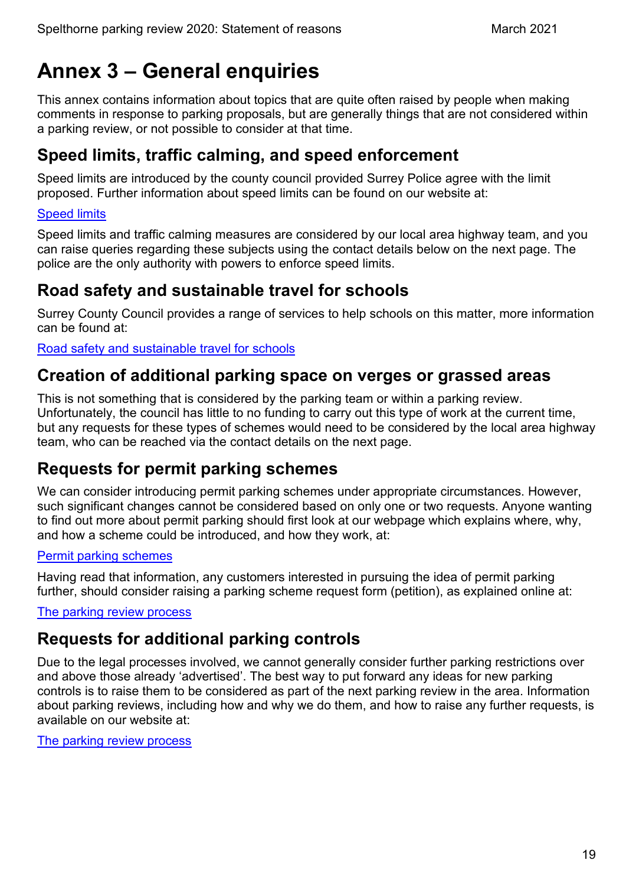# Annex 3 – General enquiries

This annex contains information about topics that are quite often raised by people when making comments in response to parking proposals, but are generally things that are not considered within a parking review, or not possible to consider at that time.

## Speed limits, traffic calming, and speed enforcement

Speed limits are introduced by the county council provided Surrey Police agree with the limit proposed. Further information about speed limits can be found on our website at:

Speed limits

Speed limits and traffic calming measures are considered by our local area highway team, and you can raise queries regarding these subjects using the contact details below on the next page. The police are the only authority with powers to enforce speed limits.

## Road safety and sustainable travel for schools

Surrey County Council provides a range of services to help schools on this matter, more information can be found at:

Road safety and sustainable travel for schools

## Creation of additional parking space on verges or grassed areas

This is not something that is considered by the parking team or within a parking review. Unfortunately, the council has little to no funding to carry out this type of work at the current time, but any requests for these types of schemes would need to be considered by the local area highway team, who can be reached via the contact details on the next page.

## Requests for permit parking schemes

We can consider introducing permit parking schemes under appropriate circumstances. However, such significant changes cannot be considered based on only one or two requests. Anyone wanting to find out more about permit parking should first look at our webpage which explains where, why, and how a scheme could be introduced, and how they work, at:

Permit parking schemes

Having read that information, any customers interested in pursuing the idea of permit parking further, should consider raising a parking scheme request form (petition), as explained online at:

The parking review process

## Requests for additional parking controls

Due to the legal processes involved, we cannot generally consider further parking restrictions over and above those already 'advertised'. The best way to put forward any ideas for new parking controls is to raise them to be considered as part of the next parking review in the area. Information about parking reviews, including how and why we do them, and how to raise any further requests, is available on our website at:

The parking review process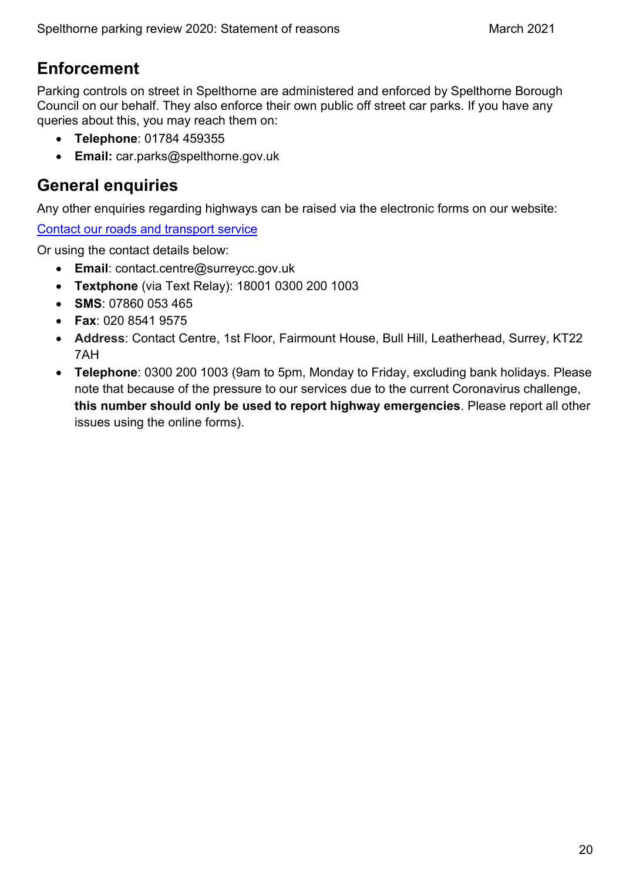## Enforcement

Parking controls on street in Spelthorne are administered and enforced by Spelthorne Borough Council on our behalf. They also enforce their own public off street car parks. If you have any queries about this, you may reach them on:

- **Telephone**: 01784 459355
- **Email:** car.parks@spelthorne.gov.uk

## General enquiries

Any other enquiries regarding highways can be raised via the electronic forms on our website:

[Contact our roads and transport service]()

Or using the contact details below:

- **Email**: contact.centre@surreycc.gov.uk
- **Textphone** (via Text Relay): 18001 0300 200 1003
- **SMS**: 07860 053 465
- **Fax**: 020 8541 9575
- **Address**: Contact Centre, 1st Floor, Fairmount House, Bull Hill, Leatherhead, Surrey, KT22 7AH
- **Telephone**: 0300 200 1003 (9am to 5pm, Monday to Friday, excluding bank holidays. Please note that because of the pressure to our services due to the current Coronavirus challenge, **this number should only be used to report highway emergencies**. Please report all other issues using the online forms).